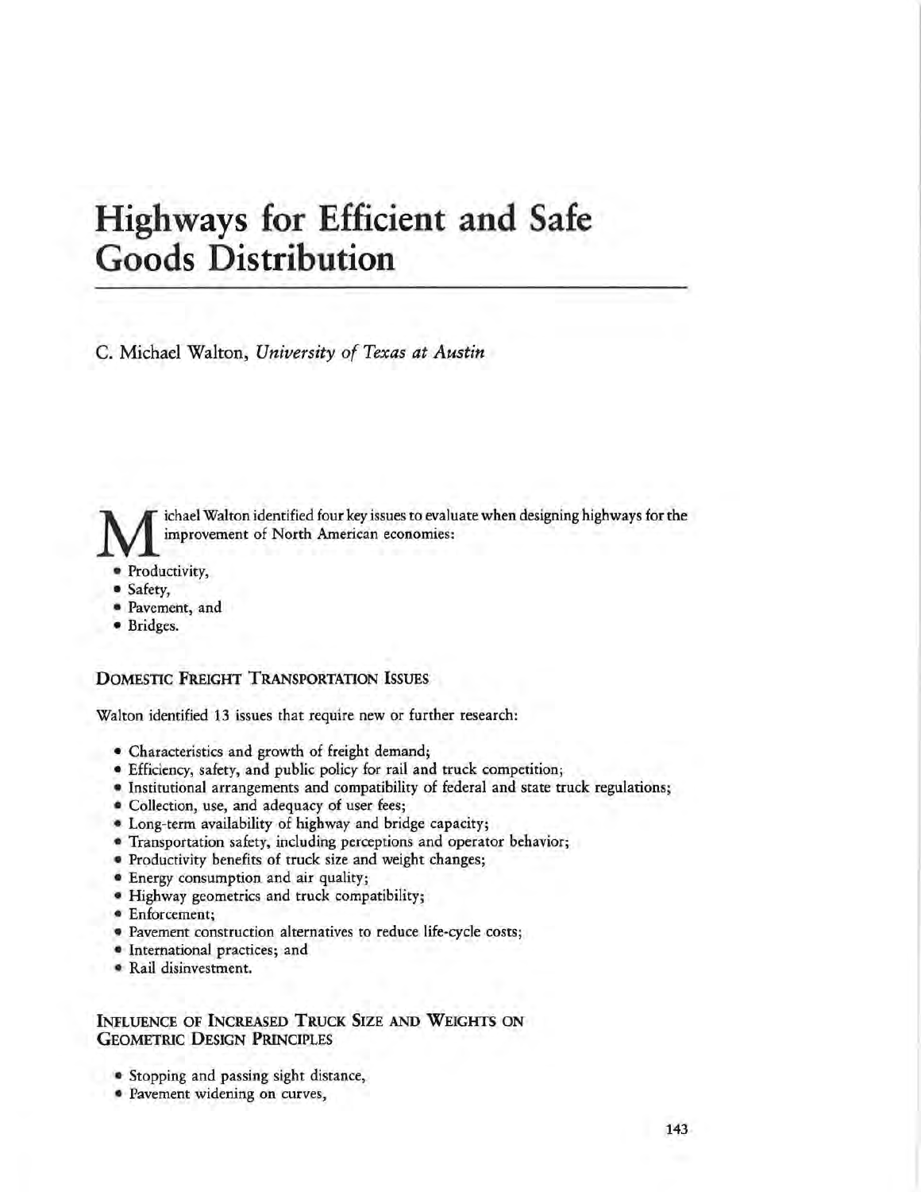# Highways for Efficient and Safe Goods Distribution

C. Michael Walton, *University of Texas at Austin*

Michael Walton identified four key issues to evaluate when designing highways for the improvement of North American economies:

- Productivity,
- Safety,
- Pavement, and
- Bridges.

## Domestic Freight Transportation Issues

Walton identified 13 issues that require new or further research:

- Characteristics and growth of freight demand;
- Efficiency, safety, and public policy for rail and truck competition;
- Institutional arrangements and compatibility of federal and state truck regulations;
- Collection, use, and adequacy of user fees;
- Long-term availability of highway and bridge capacity;
- Transportation safety, including perceptions and operator behavior;
- Productivity benefits of truck size and weight changes;
- Energy consumption and air quality;
- Highway geometrics and truck compatibility;
- Enforcement;
- Pavement construction alternatives to reduce life-cycle costs;
- International practices; and
- Rail disinvestment.

## Influence of Increased Truck Size and Weights on Geometric Design Principles

- Stopping and passing sight distance,
- Pavement widening on curves,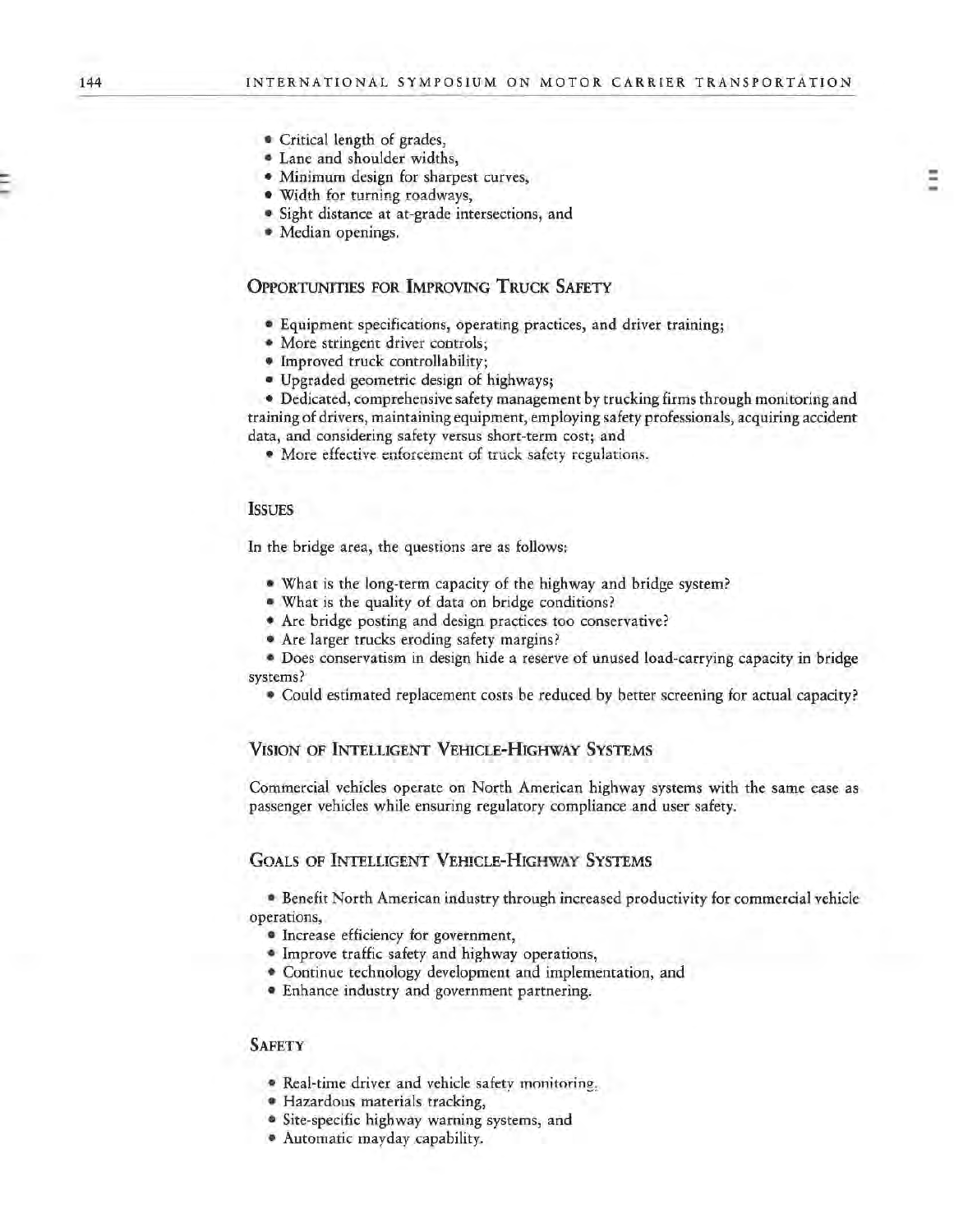- Critical length of grades,
- Lane and shoulder widths,
- Minimum design for sharpest curves,
- Width for turning roadways,
- Sight distance at at-grade intersections, and
- Median openings.

## Opportunities for Improving Truck Safety

- Equipment specifications, operating practices, and driver training;
- More stringent driver controls;
- Improved truck controllability;
- Upgraded geometric design of highways;
- Dedicated, comprehensive safety management by trucking firms through monitoring and training of drivers, maintaining equipment, employing safety professionals, acquiring accident data, and considering safety versus short-term cost; and
- More effective enforcement of truck safety regulations.

## Issues

In the bridge area, the questions are as follows:

- What is the long-term capacity of the highway and bridge system?
- What is the quality of data on bridge conditions?
- Are bridge posting and design practices too conservative?
- Are larger trucks eroding safety margins?
- Does conservatism in design hide a reserve of unused load-carrying capacity in bridge systems?
- Could estimated replacement costs be reduced by better screening for actual capacity?

## Vision of Intelligent Vehicle-Highway Systems

Commercial vehicles operate on North American highway systems with the same ease as passenger vehicles while ensuring regulatory compliance and user safety.

## Goals of Intelligent Vehicle-Highway Systems

- Benefit North American industry through increased productivity for commercial vehicle operations,
- Increase efficiency for government,
- Improve traffic safety and highway operations,
- Continue technology development and implementation, and
- Enhance industry and government partnering.

## Safety

- Real-time driver and vehicle safety monitoring,
- Hazardous materials tracking,
- Site-specific highway warning systems, and
- Automatic mayday capability.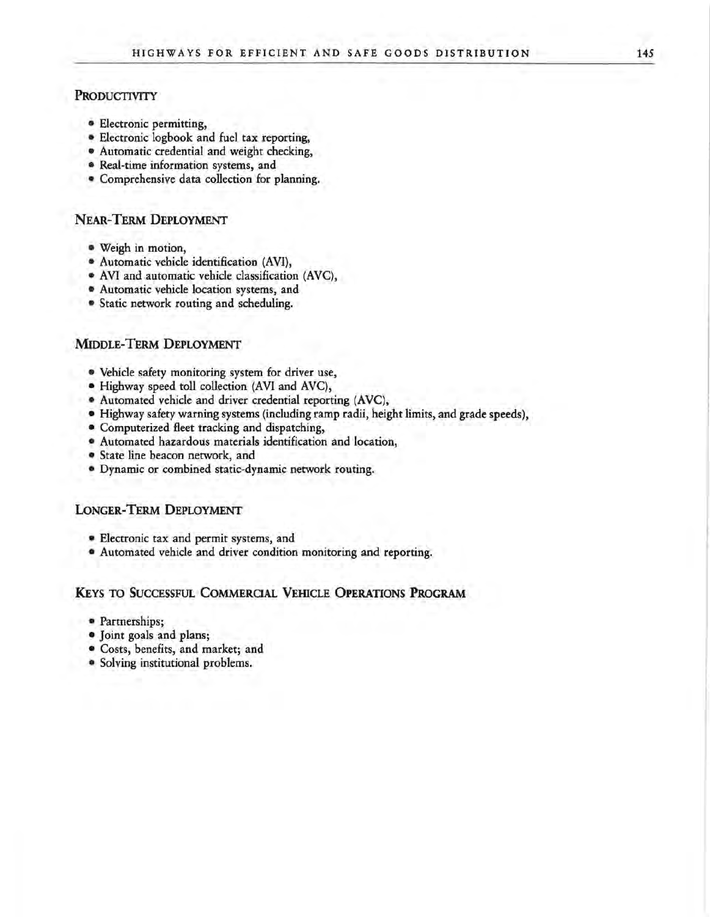### Productivity

- Electronic permitting,
- Electronic logbook and fuel tax reporting,
- Automatic credential and weight checking,
- Real-time information systems, and
- Comprehensive data collection for planning.

### Near-Term Deployment

- Weigh in motion,
- Automatic vehicle identification (AVI),
- AVI and automatic vehicle classification (AVC),
- Automatic vehicle location systems, and
- Static network routing and scheduling.

### Middle-Term Deployment

- Vehicle safety monitoring system for driver use,
- Highway speed toll collection (AVI and AVC),
- Automated vehicle and driver credential reporting (AVC),
- Highway safety warning systems (including ramp radii, height limits, and grade speeds),
- Computerized fleet tracking and dispatching,
- Automated hazardous materials identification and location,
- State line beacon network, and
- Dynamic or combined static-dynamic network routing.

### Longer-Term Deployment

- Electronic tax and permit systems, and
- Automated vehicle and driver condition monitoring and reporting.

### Keys to Successful Commercial Vehicle Operations Program

- Partnerships;
- Joint goals and plans;
- Costs, benefits, and market; and
- Solving institutional problems.